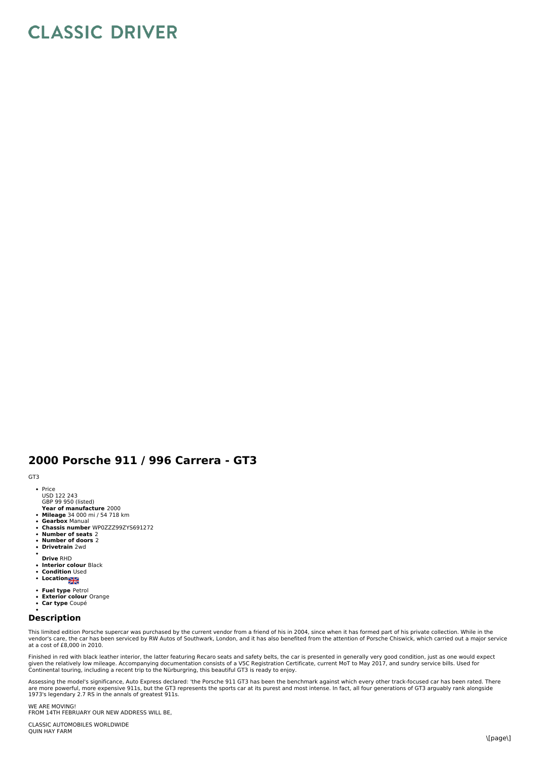# CLASSIC DRIVER

## 2000 Porsche 911 / 996 Carrera - GT3

GT3

- Price
  USD 122 243
  GBP 99 950 (listed)
  **Year of manufacture** 2000
- **Mileage** 34 000 mi / 54 718 km
- **Gearbox** Manual
- **Chassis number** WP0ZZZ99ZYS691272
- **Number of seats** 2
- **Number of doors** 2
- **Drivetrain** 2wd
- **Drive** RHD
- **Interior colour** Black
- **Condition** Used
- **Location**
- **Fuel type** Petrol
- **Exterior colour** Orange
- **Car type** Coupé

### Description

This limited edition Porsche supercar was purchased by the current vendor from a friend of his in 2004, since when it has formed part of his private collection. While in the vendor's care, the car has been serviced by RW Autos of Southwark, London, and it has also benefited from the attention of Porsche Chiswick, which carried out a major service at a cost of £8,000 in 2010.

Finished in red with black leather interior, the latter featuring Recaro seats and safety belts, the car is presented in generally very good condition, just as one would expect given the relatively low mileage. Accompanying documentation consists of a V5C Registration Certificate, current MoT to May 2017, and sundry service bills. Used for Continental touring, including a recent trip to the Nürburgring, this beautiful GT3 is ready to enjoy.

Assessing the model's significance, Auto Express declared: 'the Porsche 911 GT3 has been the benchmark against which every other track-focused car has been rated. There are more powerful, more expensive 911s, but the GT3 represents the sports car at its purest and most intense. In fact, all four generations of GT3 arguably rank alongside 1973's legendary 2.7 RS in the annals of greatest 911s.

WE ARE MOVING!
FROM 14TH FEBRUARY OUR NEW ADDRESS WILL BE,

CLASSIC AUTOMOBILES WORLDWIDE
QUIN HAY FARM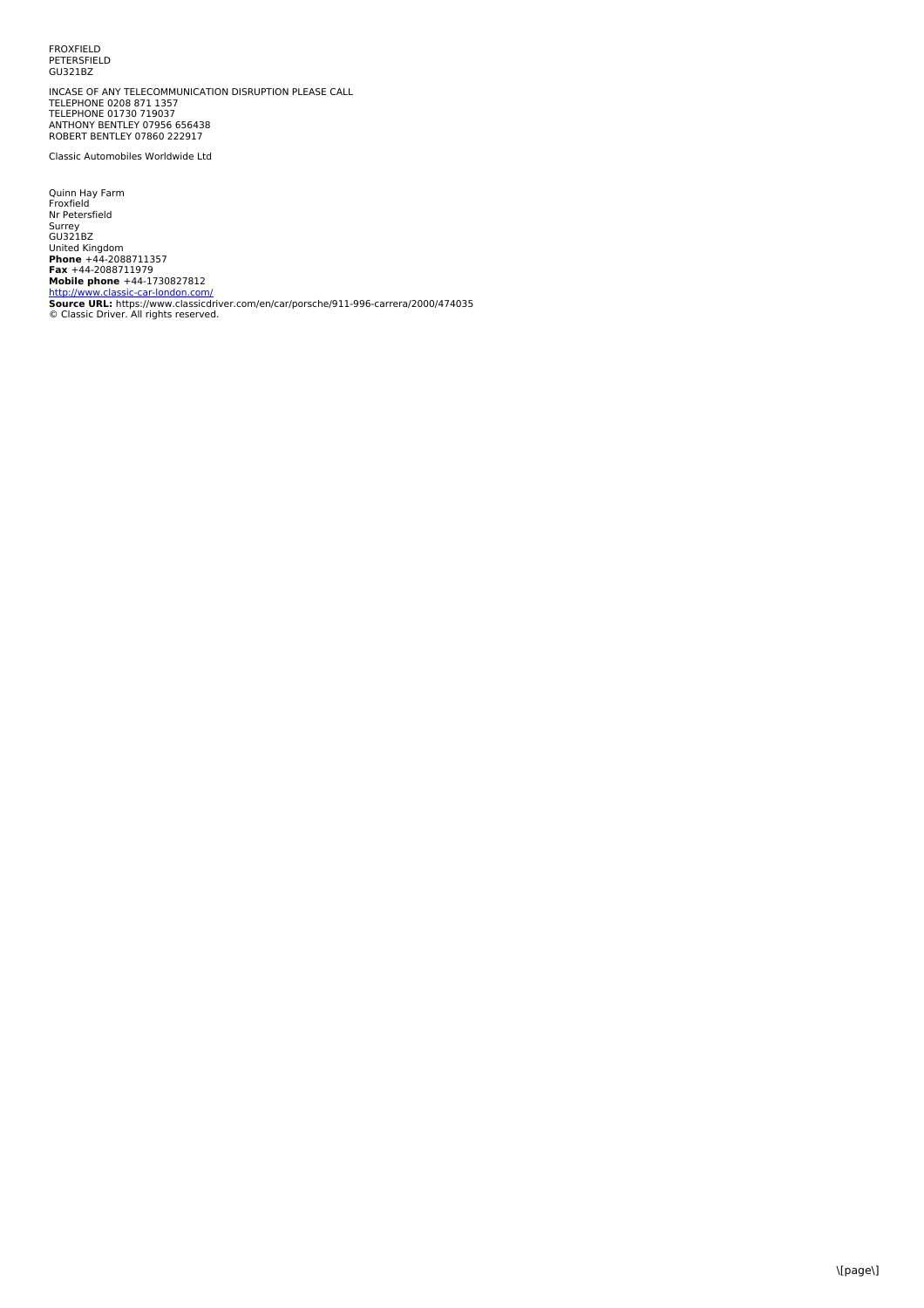FROXFIELD
PETERSFIELD
GU321BZ

INCASE OF ANY TELECOMMUNICATION DISRUPTION PLEASE CALL
TELEPHONE 0208 871 1357
TELEPHONE 01730 719037
ANTHONY BENTLEY 07956 656438
ROBERT BENTLEY 07860 222917

Classic Automobiles Worldwide Ltd

Quinn Hay Farm
Froxfield
Nr Petersfield
Surrey
GU321BZ
United Kingdom
**Phone** +44-2088711357
**Fax** +44-2088711979
**Mobile phone** +44-1730827812
[http://www.classic-car-london.com/](http://www.classic-car-london.com/)
**Source URL:** https://www.classicdriver.com/en/car/porsche/911-996-carrera/2000/474035
© Classic Driver. All rights reserved.